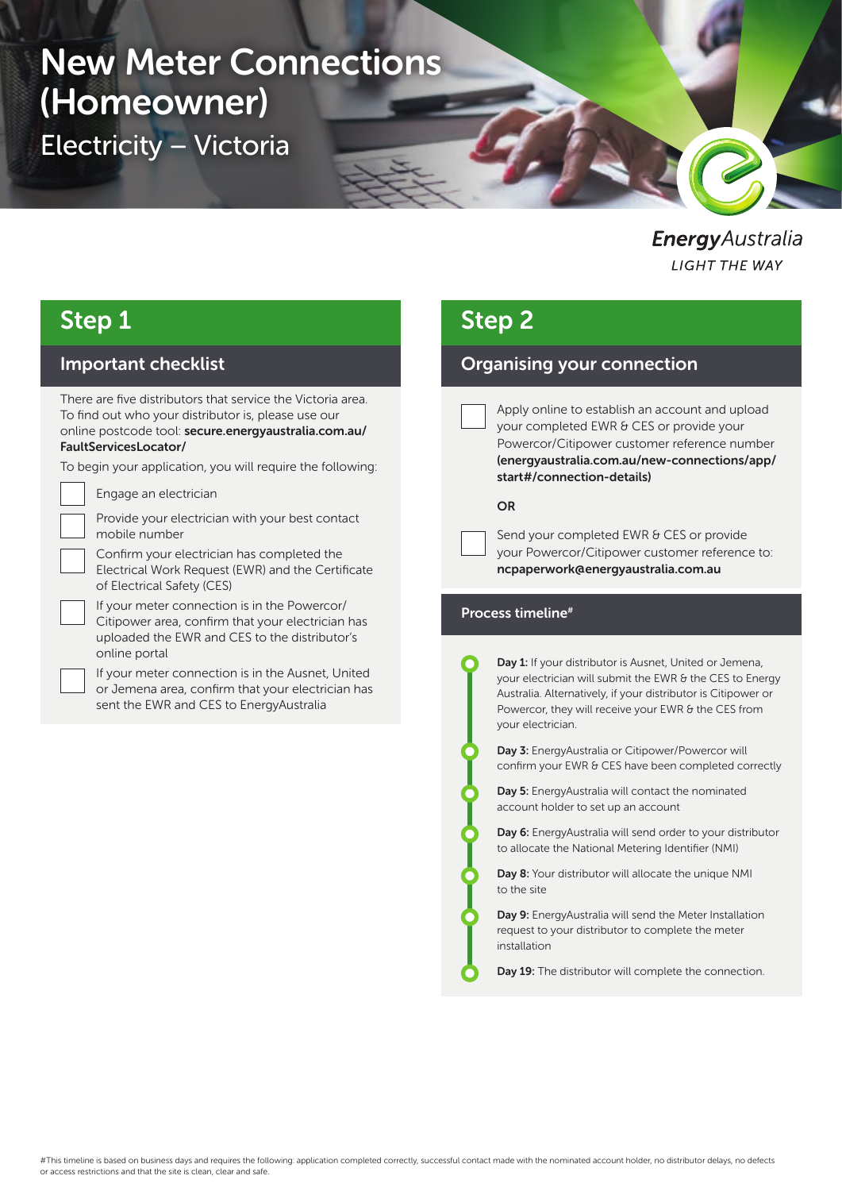# New Meter Connections (Homeowner)

## Electricity – Victoria

EnergyAustralia
LIGHT THE WAY

## Step 1

### Important checklist

There are five distributors that service the Victoria area. To find out who your distributor is, please use our online postcode tool: **secure.energyaustralia.com.au/FaultServicesLocator/**

To begin your application, you will require the following:

- [ ] Engage an electrician
- [ ] Provide your electrician with your best contact mobile number
- [ ] Confirm your electrician has completed the Electrical Work Request (EWR) and the Certificate of Electrical Safety (CES)
- [ ] If your meter connection is in the Powercor/Citipower area, confirm that your electrician has uploaded the EWR and CES to the distributor's online portal
- [ ] If your meter connection is in the Ausnet, United or Jemena area, confirm that your electrician has sent the EWR and CES to EnergyAustralia

## Step 2

### Organising your connection

- [ ] Apply online to establish an account and upload your completed EWR & CES or provide your Powercor/Citipower customer reference number **(energyaustralia.com.au/new-connections/app/start#/connection-details)**

**OR**

- [ ] Send your completed EWR & CES or provide your Powercor/Citipower customer reference to: **ncpaperwork@energyaustralia.com.au**

### Process timeline#

- **Day 1:** If your distributor is Ausnet, United or Jemena, your electrician will submit the EWR & the CES to Energy Australia. Alternatively, if your distributor is Citipower or Powercor, they will receive your EWR & the CES from your electrician.
- **Day 3:** EnergyAustralia or Citipower/Powercor will confirm your EWR & CES have been completed correctly
- **Day 5:** EnergyAustralia will contact the nominated account holder to set up an account
- **Day 6:** EnergyAustralia will send order to your distributor to allocate the National Metering Identifier (NMI)
- **Day 8:** Your distributor will allocate the unique NMI to the site
- **Day 9:** EnergyAustralia will send the Meter Installation request to your distributor to complete the meter installation
- **Day 19:** The distributor will complete the connection.

#This timeline is based on business days and requires the following: application completed correctly, successful contact made with the nominated account holder, no distributor delays, no defects or access restrictions and that the site is clean, clear and safe.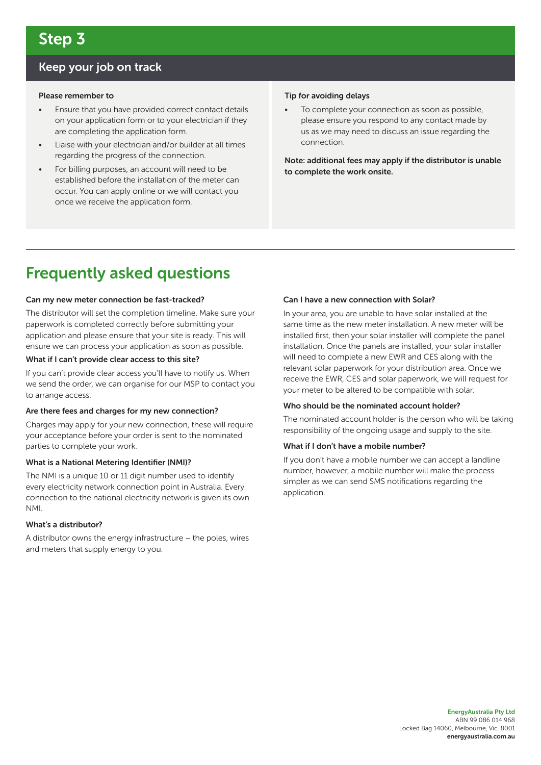# Step 3

## Keep your job on track

**Please remember to**

- Ensure that you have provided correct contact details on your application form or to your electrician if they are completing the application form.
- Liaise with your electrician and/or builder at all times regarding the progress of the connection.
- For billing purposes, an account will need to be established before the installation of the meter can occur. You can apply online or we will contact you once we receive the application form.

**Tip for avoiding delays**

- To complete your connection as soon as possible, please ensure you respond to any contact made by us as we may need to discuss an issue regarding the connection.

**Note: additional fees may apply if the distributor is unable to complete the work onsite.**

# Frequently asked questions

**Can my new meter connection be fast-tracked?**

The distributor will set the completion timeline. Make sure your paperwork is completed correctly before submitting your application and please ensure that your site is ready. This will ensure we can process your application as soon as possible.

**What if I can't provide clear access to this site?**

If you can't provide clear access you'll have to notify us. When we send the order, we can organise for our MSP to contact you to arrange access.

**Are there fees and charges for my new connection?**

Charges may apply for your new connection, these will require your acceptance before your order is sent to the nominated parties to complete your work.

**What is a National Metering Identifier (NMI)?**

The NMI is a unique 10 or 11 digit number used to identify every electricity network connection point in Australia. Every connection to the national electricity network is given its own NMI.

**What's a distributor?**

A distributor owns the energy infrastructure – the poles, wires and meters that supply energy to you.

**Can I have a new connection with Solar?**

In your area, you are unable to have solar installed at the same time as the new meter installation. A new meter will be installed first, then your solar installer will complete the panel installation. Once the panels are installed, your solar installer will need to complete a new EWR and CES along with the relevant solar paperwork for your distribution area. Once we receive the EWR, CES and solar paperwork, we will request for your meter to be altered to be compatible with solar.

**Who should be the nominated account holder?**

The nominated account holder is the person who will be taking responsibility of the ongoing usage and supply to the site.

**What if I don't have a mobile number?**

If you don't have a mobile number we can accept a landline number, however, a mobile number will make the process simpler as we can send SMS notifications regarding the application.

**EnergyAustralia Pty Ltd**
ABN 99 086 014 968
Locked Bag 14060, Melbourne, Vic. 8001
**energyaustralia.com.au**